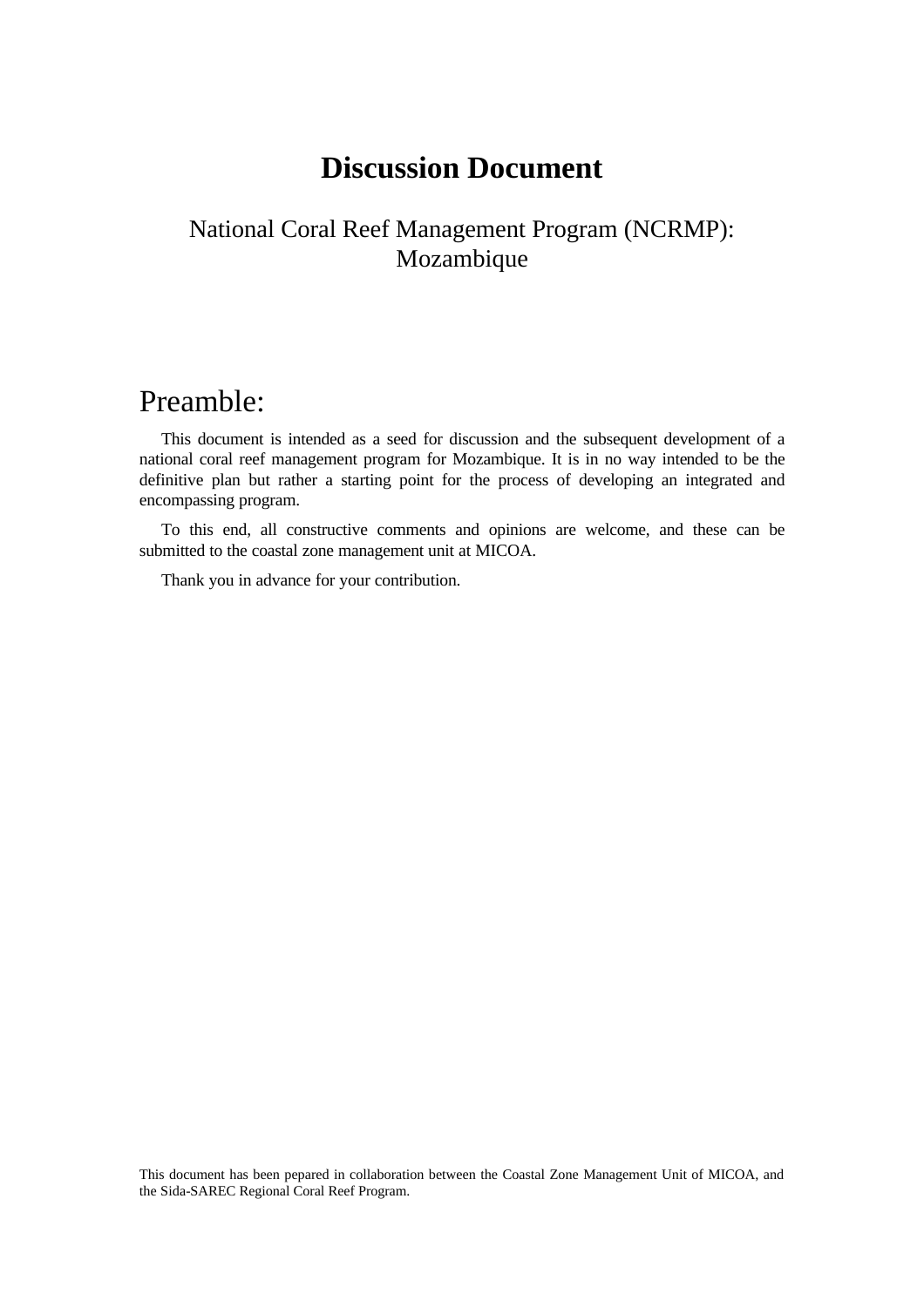# Discussion Document

National Coral Reef Management Program (NCRMP): Mozambique

## Preamble:

This document is intended as a seed for discussion and the subsequent development of a national coral reef management program for Mozambique. It is in no way intended to be the definitive plan but rather a starting point for the process of developing an integrated and encompassing program.

To this end, all constructive comments and opinions are welcome, and these can be submitted to the coastal zone management unit at MICOA.

Thank you in advance for your contribution.

This document has been pepared in collaboration between the Coastal Zone Management Unit of MICOA, and the Sida-SAREC Regional Coral Reef Program.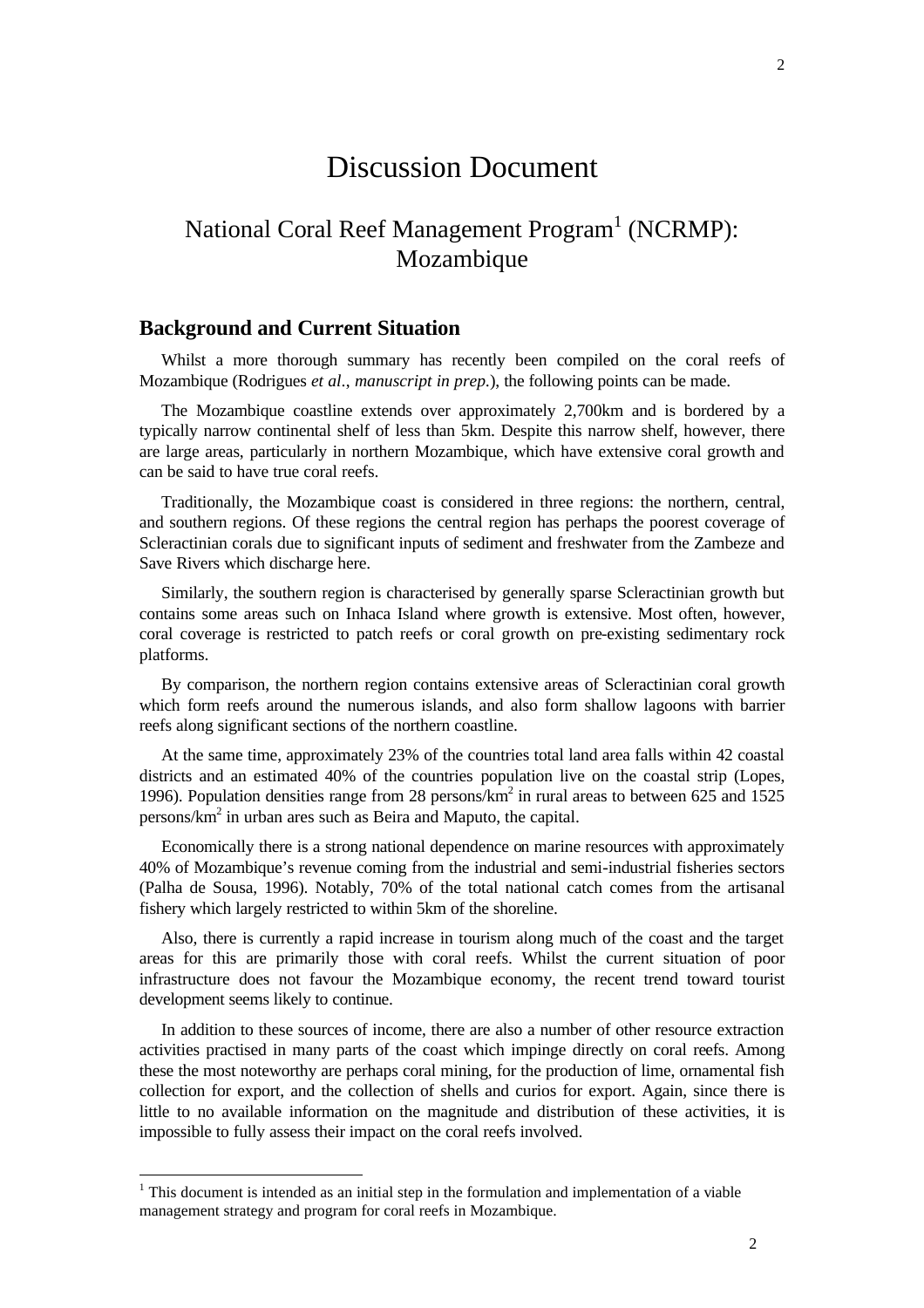# Discussion Document

## National Coral Reef Management Program[1] (NCRMP): Mozambique

### Background and Current Situation

Whilst a more thorough summary has recently been compiled on the coral reefs of Mozambique (Rodrigues *et al*., *manuscript in prep*.), the following points can be made.

The Mozambique coastline extends over approximately 2,700km and is bordered by a typically narrow continental shelf of less than 5km. Despite this narrow shelf, however, there are large areas, particularly in northern Mozambique, which have extensive coral growth and can be said to have true coral reefs.

Traditionally, the Mozambique coast is considered in three regions: the northern, central, and southern regions. Of these regions the central region has perhaps the poorest coverage of Scleractinian corals due to significant inputs of sediment and freshwater from the Zambeze and Save Rivers which discharge here.

Similarly, the southern region is characterised by generally sparse Scleractinian growth but contains some areas such on Inhaca Island where growth is extensive. Most often, however, coral coverage is restricted to patch reefs or coral growth on pre-existing sedimentary rock platforms.

By comparison, the northern region contains extensive areas of Scleractinian coral growth which form reefs around the numerous islands, and also form shallow lagoons with barrier reefs along significant sections of the northern coastline.

At the same time, approximately 23% of the countries total land area falls within 42 coastal districts and an estimated 40% of the countries population live on the coastal strip (Lopes, 1996). Population densities range from 28 persons/km$^2$ in rural areas to between 625 and 1525 persons/km$^2$ in urban ares such as Beira and Maputo, the capital.

Economically there is a strong national dependence on marine resources with approximately 40% of Mozambique's revenue coming from the industrial and semi-industrial fisheries sectors (Palha de Sousa, 1996). Notably, 70% of the total national catch comes from the artisanal fishery which largely restricted to within 5km of the shoreline.

Also, there is currently a rapid increase in tourism along much of the coast and the target areas for this are primarily those with coral reefs. Whilst the current situation of poor infrastructure does not favour the Mozambique economy, the recent trend toward tourist development seems likely to continue.

In addition to these sources of income, there are also a number of other resource extraction activities practised in many parts of the coast which impinge directly on coral reefs. Among these the most noteworthy are perhaps coral mining, for the production of lime, ornamental fish collection for export, and the collection of shells and curios for export. Again, since there is little to no available information on the magnitude and distribution of these activities, it is impossible to fully assess their impact on the coral reefs involved.

---

[1] This document is intended as an initial step in the formulation and implementation of a viable management strategy and program for coral reefs in Mozambique.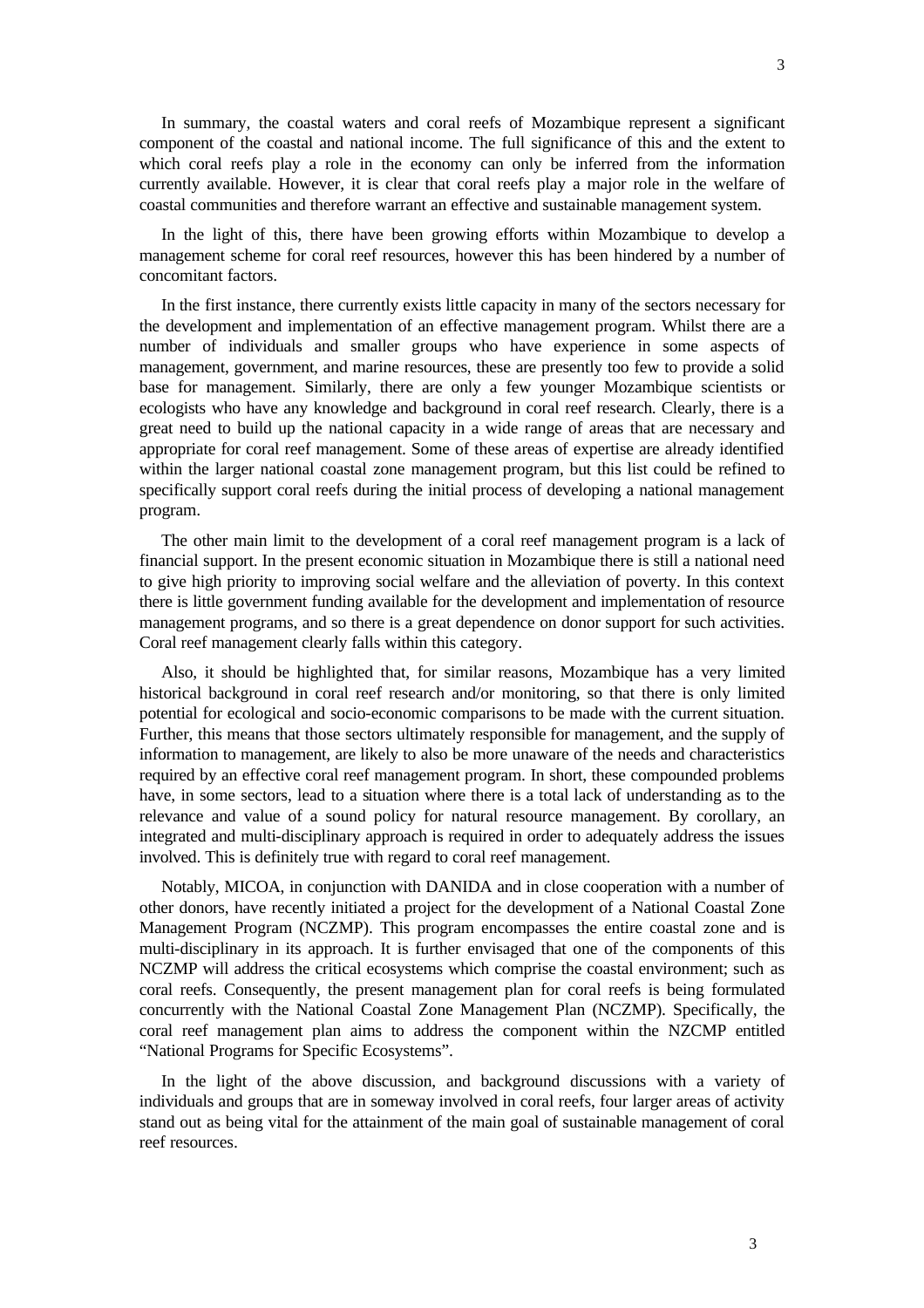In summary, the coastal waters and coral reefs of Mozambique represent a significant component of the coastal and national income. The full significance of this and the extent to which coral reefs play a role in the economy can only be inferred from the information currently available. However, it is clear that coral reefs play a major role in the welfare of coastal communities and therefore warrant an effective and sustainable management system.

In the light of this, there have been growing efforts within Mozambique to develop a management scheme for coral reef resources, however this has been hindered by a number of concomitant factors.

In the first instance, there currently exists little capacity in many of the sectors necessary for the development and implementation of an effective management program. Whilst there are a number of individuals and smaller groups who have experience in some aspects of management, government, and marine resources, these are presently too few to provide a solid base for management. Similarly, there are only a few younger Mozambique scientists or ecologists who have any knowledge and background in coral reef research. Clearly, there is a great need to build up the national capacity in a wide range of areas that are necessary and appropriate for coral reef management. Some of these areas of expertise are already identified within the larger national coastal zone management program, but this list could be refined to specifically support coral reefs during the initial process of developing a national management program.

The other main limit to the development of a coral reef management program is a lack of financial support. In the present economic situation in Mozambique there is still a national need to give high priority to improving social welfare and the alleviation of poverty. In this context there is little government funding available for the development and implementation of resource management programs, and so there is a great dependence on donor support for such activities. Coral reef management clearly falls within this category.

Also, it should be highlighted that, for similar reasons, Mozambique has a very limited historical background in coral reef research and/or monitoring, so that there is only limited potential for ecological and socio-economic comparisons to be made with the current situation. Further, this means that those sectors ultimately responsible for management, and the supply of information to management, are likely to also be more unaware of the needs and characteristics required by an effective coral reef management program. In short, these compounded problems have, in some sectors, lead to a situation where there is a total lack of understanding as to the relevance and value of a sound policy for natural resource management. By corollary, an integrated and multi-disciplinary approach is required in order to adequately address the issues involved. This is definitely true with regard to coral reef management.

Notably, MICOA, in conjunction with DANIDA and in close cooperation with a number of other donors, have recently initiated a project for the development of a National Coastal Zone Management Program (NCZMP). This program encompasses the entire coastal zone and is multi-disciplinary in its approach. It is further envisaged that one of the components of this NCZMP will address the critical ecosystems which comprise the coastal environment; such as coral reefs. Consequently, the present management plan for coral reefs is being formulated concurrently with the National Coastal Zone Management Plan (NCZMP). Specifically, the coral reef management plan aims to address the component within the NZCMP entitled "National Programs for Specific Ecosystems".

In the light of the above discussion, and background discussions with a variety of individuals and groups that are in someway involved in coral reefs, four larger areas of activity stand out as being vital for the attainment of the main goal of sustainable management of coral reef resources.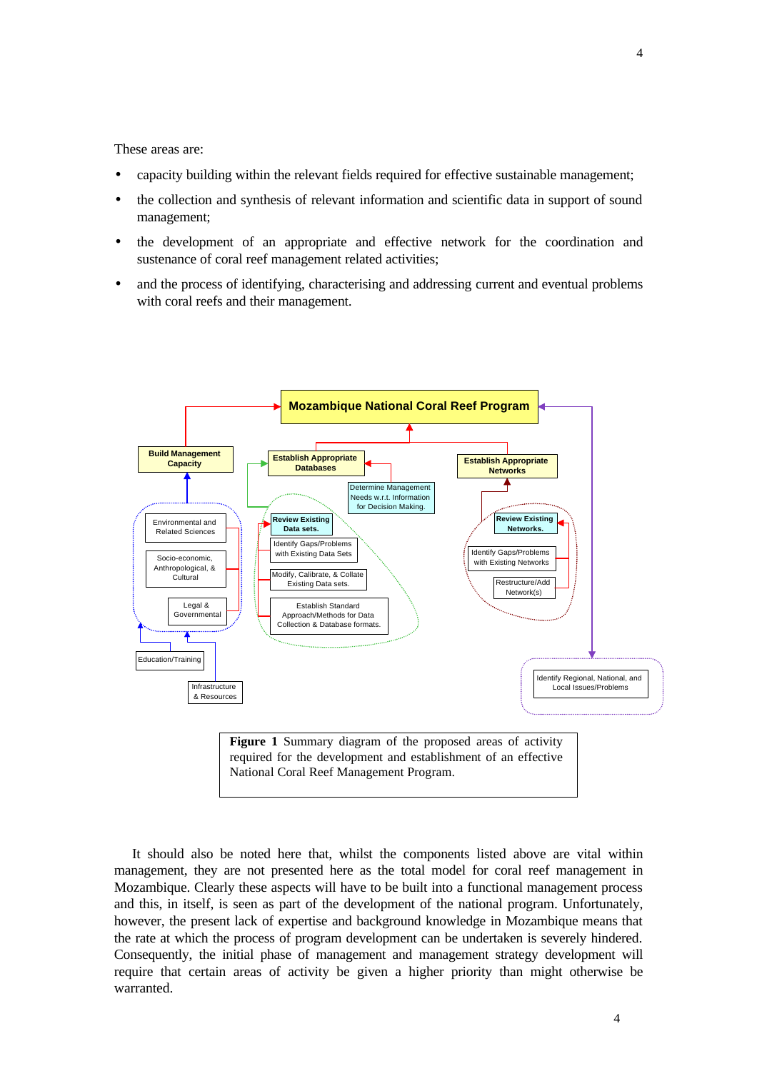These areas are:

- capacity building within the relevant fields required for effective sustainable management;
- the collection and synthesis of relevant information and scientific data in support of sound management;
- the development of an appropriate and effective network for the coordination and sustenance of coral reef management related activities;
- and the process of identifying, characterising and addressing current and eventual problems with coral reefs and their management.

**Figure 1** Summary diagram of the proposed areas of activity required for the development and establishment of an effective National Coral Reef Management Program.

It should also be noted here that, whilst the components listed above are vital within management, they are not presented here as the total model for coral reef management in Mozambique. Clearly these aspects will have to be built into a functional management process and this, in itself, is seen as part of the development of the national program. Unfortunately, however, the present lack of expertise and background knowledge in Mozambique means that the rate at which the process of program development can be undertaken is severely hindered. Consequently, the initial phase of management and management strategy development will require that certain areas of activity be given a higher priority than might otherwise be warranted.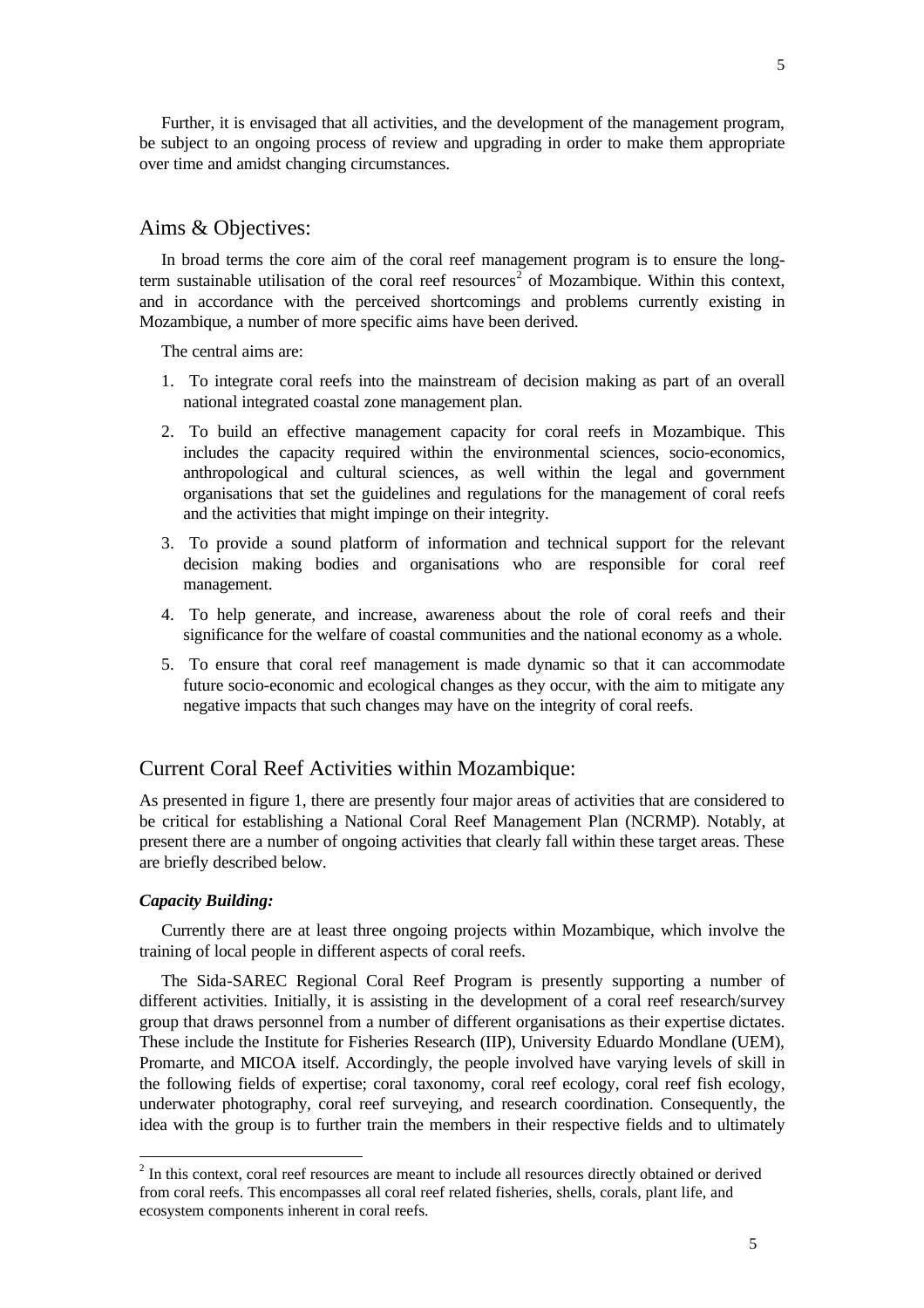Further, it is envisaged that all activities, and the development of the management program, be subject to an ongoing process of review and upgrading in order to make them appropriate over time and amidst changing circumstances.

## Aims & Objectives:

In broad terms the core aim of the coral reef management program is to ensure the long-term sustainable utilisation of the coral reef resources[2] of Mozambique. Within this context, and in accordance with the perceived shortcomings and problems currently existing in Mozambique, a number of more specific aims have been derived.

The central aims are:

1. To integrate coral reefs into the mainstream of decision making as part of an overall national integrated coastal zone management plan.
2. To build an effective management capacity for coral reefs in Mozambique. This includes the capacity required within the environmental sciences, socio-economics, anthropological and cultural sciences, as well within the legal and government organisations that set the guidelines and regulations for the management of coral reefs and the activities that might impinge on their integrity.
3. To provide a sound platform of information and technical support for the relevant decision making bodies and organisations who are responsible for coral reef management.
4. To help generate, and increase, awareness about the role of coral reefs and their significance for the welfare of coastal communities and the national economy as a whole.
5. To ensure that coral reef management is made dynamic so that it can accommodate future socio-economic and ecological changes as they occur, with the aim to mitigate any negative impacts that such changes may have on the integrity of coral reefs.

## Current Coral Reef Activities within Mozambique:

As presented in figure 1, there are presently four major areas of activities that are considered to be critical for establishing a National Coral Reef Management Plan (NCRMP). Notably, at present there are a number of ongoing activities that clearly fall within these target areas. These are briefly described below.

### *Capacity Building:*

Currently there are at least three ongoing projects within Mozambique, which involve the training of local people in different aspects of coral reefs.

The Sida-SAREC Regional Coral Reef Program is presently supporting a number of different activities. Initially, it is assisting in the development of a coral reef research/survey group that draws personnel from a number of different organisations as their expertise dictates. These include the Institute for Fisheries Research (IIP), University Eduardo Mondlane (UEM), Promarte, and MICOA itself. Accordingly, the people involved have varying levels of skill in the following fields of expertise; coral taxonomy, coral reef ecology, coral reef fish ecology, underwater photography, coral reef surveying, and research coordination. Consequently, the idea with the group is to further train the members in their respective fields and to ultimately

---

[2] In this context, coral reef resources are meant to include all resources directly obtained or derived from coral reefs. This encompasses all coral reef related fisheries, shells, corals, plant life, and ecosystem components inherent in coral reefs.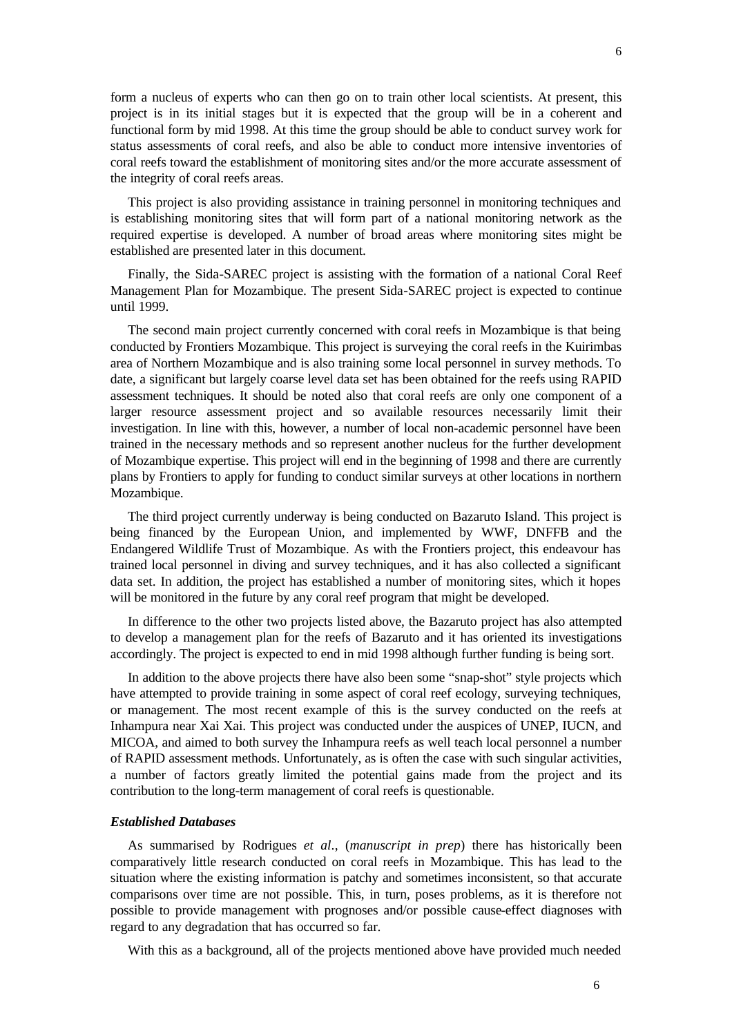form a nucleus of experts who can then go on to train other local scientists. At present, this project is in its initial stages but it is expected that the group will be in a coherent and functional form by mid 1998. At this time the group should be able to conduct survey work for status assessments of coral reefs, and also be able to conduct more intensive inventories of coral reefs toward the establishment of monitoring sites and/or the more accurate assessment of the integrity of coral reefs areas.

This project is also providing assistance in training personnel in monitoring techniques and is establishing monitoring sites that will form part of a national monitoring network as the required expertise is developed. A number of broad areas where monitoring sites might be established are presented later in this document.

Finally, the Sida-SAREC project is assisting with the formation of a national Coral Reef Management Plan for Mozambique. The present Sida-SAREC project is expected to continue until 1999.

The second main project currently concerned with coral reefs in Mozambique is that being conducted by Frontiers Mozambique. This project is surveying the coral reefs in the Kuirimbas area of Northern Mozambique and is also training some local personnel in survey methods. To date, a significant but largely coarse level data set has been obtained for the reefs using RAPID assessment techniques. It should be noted also that coral reefs are only one component of a larger resource assessment project and so available resources necessarily limit their investigation. In line with this, however, a number of local non-academic personnel have been trained in the necessary methods and so represent another nucleus for the further development of Mozambique expertise. This project will end in the beginning of 1998 and there are currently plans by Frontiers to apply for funding to conduct similar surveys at other locations in northern Mozambique.

The third project currently underway is being conducted on Bazaruto Island. This project is being financed by the European Union, and implemented by WWF, DNFFB and the Endangered Wildlife Trust of Mozambique. As with the Frontiers project, this endeavour has trained local personnel in diving and survey techniques, and it has also collected a significant data set. In addition, the project has established a number of monitoring sites, which it hopes will be monitored in the future by any coral reef program that might be developed.

In difference to the other two projects listed above, the Bazaruto project has also attempted to develop a management plan for the reefs of Bazaruto and it has oriented its investigations accordingly. The project is expected to end in mid 1998 although further funding is being sort.

In addition to the above projects there have also been some "snap-shot" style projects which have attempted to provide training in some aspect of coral reef ecology, surveying techniques, or management. The most recent example of this is the survey conducted on the reefs at Inhampura near Xai Xai. This project was conducted under the auspices of UNEP, IUCN, and MICOA, and aimed to both survey the Inhampura reefs as well teach local personnel a number of RAPID assessment methods. Unfortunately, as is often the case with such singular activities, a number of factors greatly limited the potential gains made from the project and its contribution to the long-term management of coral reefs is questionable.

#### *Established Databases*

As summarised by Rodrigues *et al*., (*manuscript in prep*) there has historically been comparatively little research conducted on coral reefs in Mozambique. This has lead to the situation where the existing information is patchy and sometimes inconsistent, so that accurate comparisons over time are not possible. This, in turn, poses problems, as it is therefore not possible to provide management with prognoses and/or possible cause-effect diagnoses with regard to any degradation that has occurred so far.

With this as a background, all of the projects mentioned above have provided much needed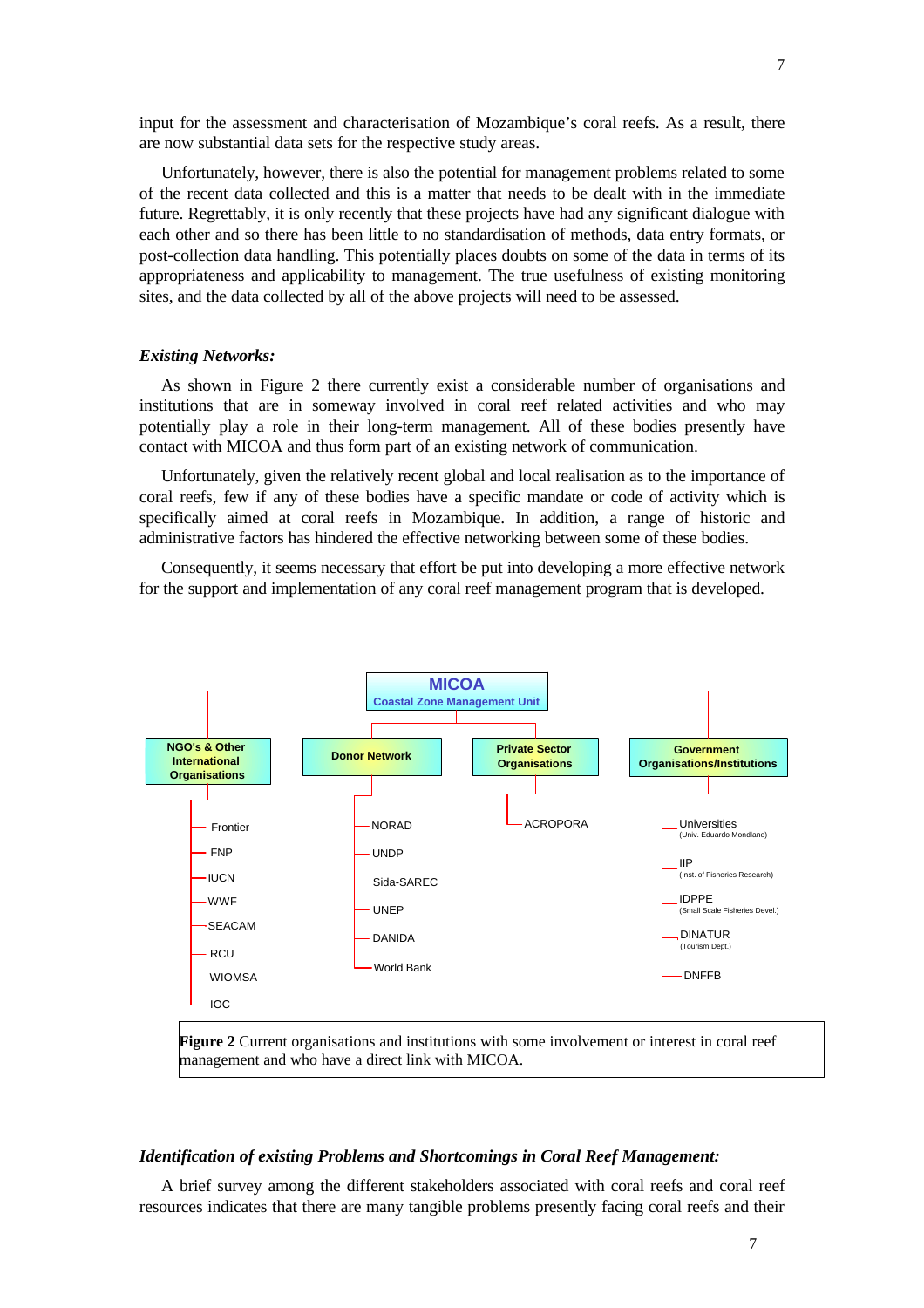input for the assessment and characterisation of Mozambique's coral reefs. As a result, there are now substantial data sets for the respective study areas.

Unfortunately, however, there is also the potential for management problems related to some of the recent data collected and this is a matter that needs to be dealt with in the immediate future. Regrettably, it is only recently that these projects have had any significant dialogue with each other and so there has been little to no standardisation of methods, data entry formats, or post-collection data handling. This potentially places doubts on some of the data in terms of its appropriateness and applicability to management. The true usefulness of existing monitoring sites, and the data collected by all of the above projects will need to be assessed.

### *Existing Networks:*

As shown in Figure 2 there currently exist a considerable number of organisations and institutions that are in someway involved in coral reef related activities and who may potentially play a role in their long-term management. All of these bodies presently have contact with MICOA and thus form part of an existing network of communication.

Unfortunately, given the relatively recent global and local realisation as to the importance of coral reefs, few if any of these bodies have a specific mandate or code of activity which is specifically aimed at coral reefs in Mozambique. In addition, a range of historic and administrative factors has hindered the effective networking between some of these bodies.

Consequently, it seems necessary that effort be put into developing a more effective network for the support and implementation of any coral reef management program that is developed.

**MICOA**
**Coastal Zone Management Unit**

- **NGO's & Other International Organisations**
  - Frontier
  - FNP
  - IUCN
  - WWF
  - SEACAM
  - RCU
  - WIOMSA
  - IOC
- **Donor Network**
  - NORAD
  - UNDP
  - Sida-SAREC
  - UNEP
  - DANIDA
  - World Bank
- **Private Sector Organisations**
  - ACROPORA
- **Government Organisations/Institutions**
  - Universities (Univ. Eduardo Mondlane)
  - IIP (Inst. of Fisheries Research)
  - IDPPE (Small Scale Fisheries Devel.)
  - DINATUR (Tourism Dept.)
  - DNFFB

**Figure 2** Current organisations and institutions with some involvement or interest in coral reef management and who have a direct link with MICOA.

### *Identification of existing Problems and Shortcomings in Coral Reef Management:*

A brief survey among the different stakeholders associated with coral reefs and coral reef resources indicates that there are many tangible problems presently facing coral reefs and their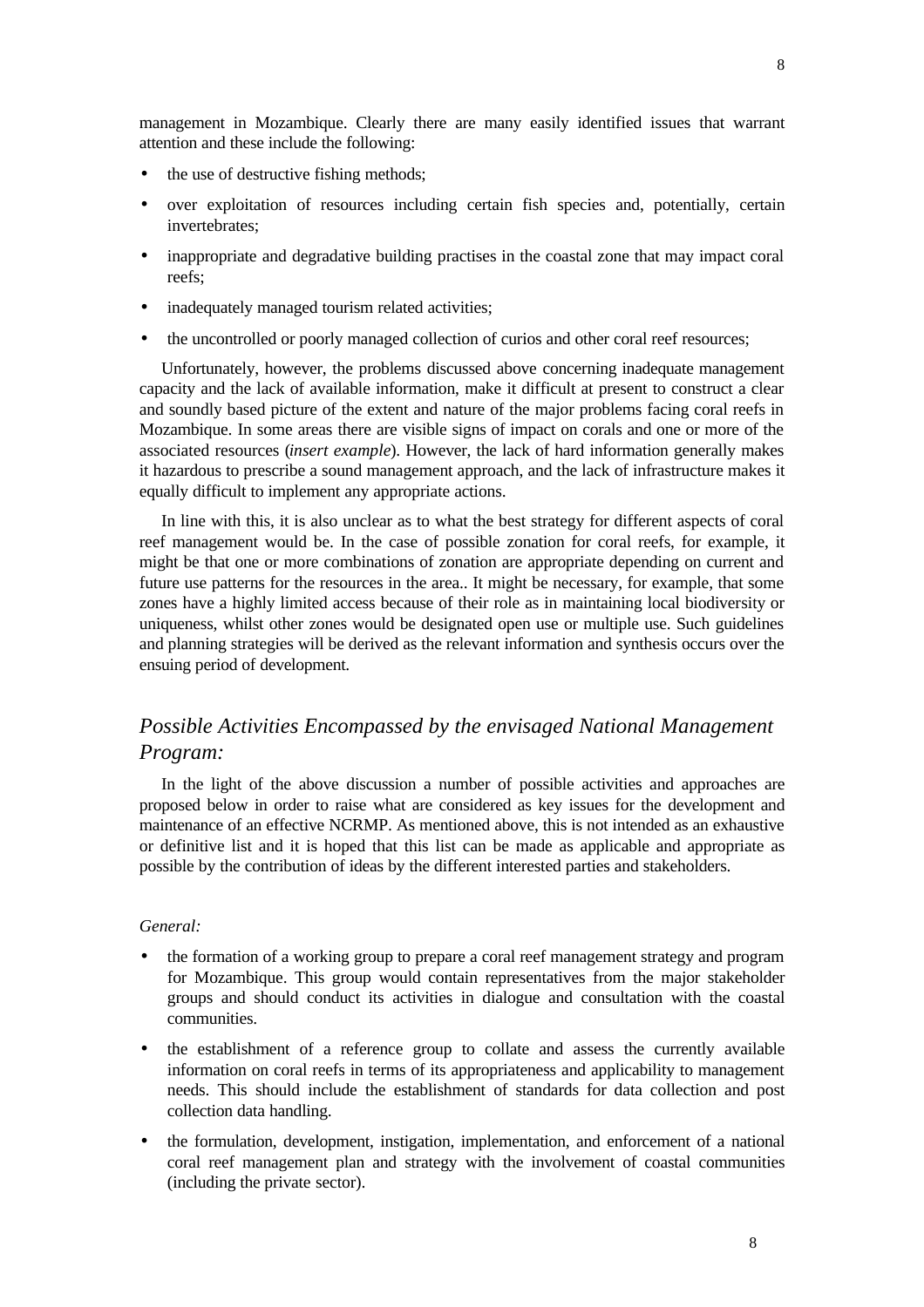management in Mozambique. Clearly there are many easily identified issues that warrant attention and these include the following:

- the use of destructive fishing methods;
- over exploitation of resources including certain fish species and, potentially, certain invertebrates;
- inappropriate and degradative building practises in the coastal zone that may impact coral reefs;
- inadequately managed tourism related activities;
- the uncontrolled or poorly managed collection of curios and other coral reef resources;

Unfortunately, however, the problems discussed above concerning inadequate management capacity and the lack of available information, make it difficult at present to construct a clear and soundly based picture of the extent and nature of the major problems facing coral reefs in Mozambique. In some areas there are visible signs of impact on corals and one or more of the associated resources (*insert example*). However, the lack of hard information generally makes it hazardous to prescribe a sound management approach, and the lack of infrastructure makes it equally difficult to implement any appropriate actions.

In line with this, it is also unclear as to what the best strategy for different aspects of coral reef management would be. In the case of possible zonation for coral reefs, for example, it might be that one or more combinations of zonation are appropriate depending on current and future use patterns for the resources in the area.. It might be necessary, for example, that some zones have a highly limited access because of their role as in maintaining local biodiversity or uniqueness, whilst other zones would be designated open use or multiple use. Such guidelines and planning strategies will be derived as the relevant information and synthesis occurs over the ensuing period of development.

## *Possible Activities Encompassed by the envisaged National Management Program:*

In the light of the above discussion a number of possible activities and approaches are proposed below in order to raise what are considered as key issues for the development and maintenance of an effective NCRMP. As mentioned above, this is not intended as an exhaustive or definitive list and it is hoped that this list can be made as applicable and appropriate as possible by the contribution of ideas by the different interested parties and stakeholders.

*General:*

- the formation of a working group to prepare a coral reef management strategy and program for Mozambique. This group would contain representatives from the major stakeholder groups and should conduct its activities in dialogue and consultation with the coastal communities.
- the establishment of a reference group to collate and assess the currently available information on coral reefs in terms of its appropriateness and applicability to management needs. This should include the establishment of standards for data collection and post collection data handling.
- the formulation, development, instigation, implementation, and enforcement of a national coral reef management plan and strategy with the involvement of coastal communities (including the private sector).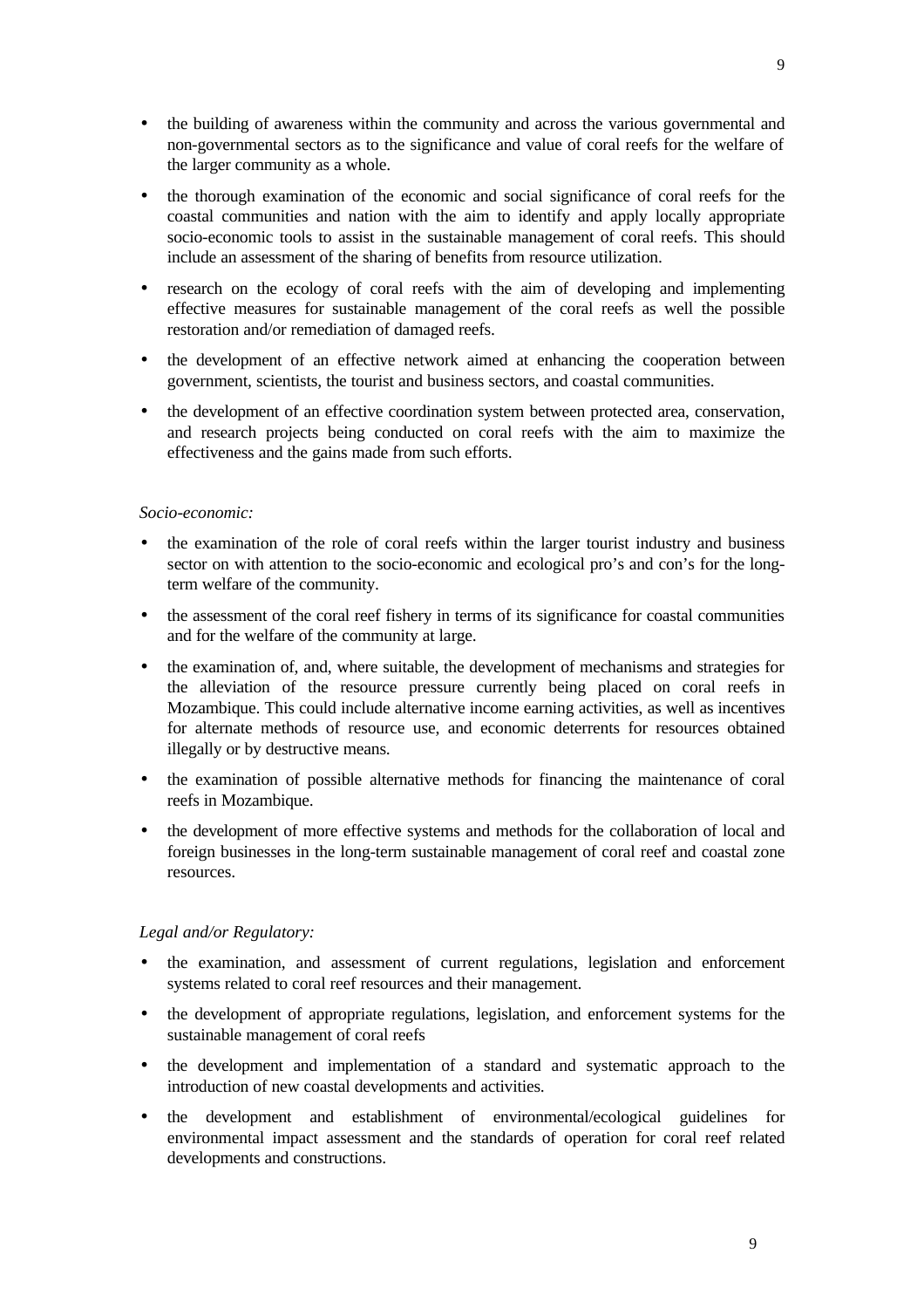- the building of awareness within the community and across the various governmental and non-governmental sectors as to the significance and value of coral reefs for the welfare of the larger community as a whole.
- the thorough examination of the economic and social significance of coral reefs for the coastal communities and nation with the aim to identify and apply locally appropriate socio-economic tools to assist in the sustainable management of coral reefs. This should include an assessment of the sharing of benefits from resource utilization.
- research on the ecology of coral reefs with the aim of developing and implementing effective measures for sustainable management of the coral reefs as well the possible restoration and/or remediation of damaged reefs.
- the development of an effective network aimed at enhancing the cooperation between government, scientists, the tourist and business sectors, and coastal communities.
- the development of an effective coordination system between protected area, conservation, and research projects being conducted on coral reefs with the aim to maximize the effectiveness and the gains made from such efforts.

*Socio-economic:*

- the examination of the role of coral reefs within the larger tourist industry and business sector on with attention to the socio-economic and ecological pro's and con's for the long-term welfare of the community.
- the assessment of the coral reef fishery in terms of its significance for coastal communities and for the welfare of the community at large.
- the examination of, and, where suitable, the development of mechanisms and strategies for the alleviation of the resource pressure currently being placed on coral reefs in Mozambique. This could include alternative income earning activities, as well as incentives for alternate methods of resource use, and economic deterrents for resources obtained illegally or by destructive means.
- the examination of possible alternative methods for financing the maintenance of coral reefs in Mozambique.
- the development of more effective systems and methods for the collaboration of local and foreign businesses in the long-term sustainable management of coral reef and coastal zone resources.

*Legal and/or Regulatory:*

- the examination, and assessment of current regulations, legislation and enforcement systems related to coral reef resources and their management.
- the development of appropriate regulations, legislation, and enforcement systems for the sustainable management of coral reefs
- the development and implementation of a standard and systematic approach to the introduction of new coastal developments and activities.
- the development and establishment of environmental/ecological guidelines for environmental impact assessment and the standards of operation for coral reef related developments and constructions.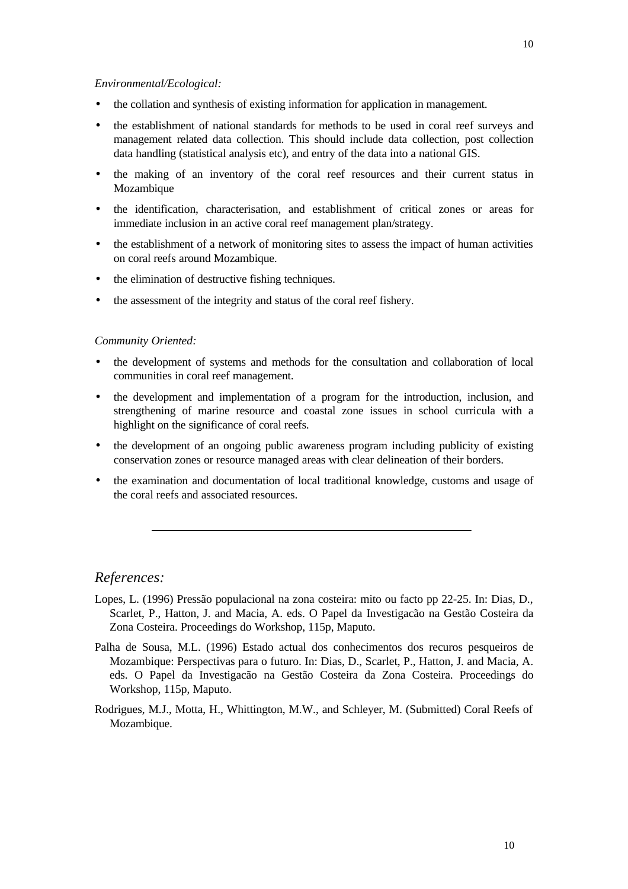*Environmental/Ecological:*

- the collation and synthesis of existing information for application in management.
- the establishment of national standards for methods to be used in coral reef surveys and management related data collection. This should include data collection, post collection data handling (statistical analysis etc), and entry of the data into a national GIS.
- the making of an inventory of the coral reef resources and their current status in Mozambique
- the identification, characterisation, and establishment of critical zones or areas for immediate inclusion in an active coral reef management plan/strategy.
- the establishment of a network of monitoring sites to assess the impact of human activities on coral reefs around Mozambique.
- the elimination of destructive fishing techniques.
- the assessment of the integrity and status of the coral reef fishery.

*Community Oriented:*

- the development of systems and methods for the consultation and collaboration of local communities in coral reef management.
- the development and implementation of a program for the introduction, inclusion, and strengthening of marine resource and coastal zone issues in school curricula with a highlight on the significance of coral reefs.
- the development of an ongoing public awareness program including publicity of existing conservation zones or resource managed areas with clear delineation of their borders.
- the examination and documentation of local traditional knowledge, customs and usage of the coral reefs and associated resources.

---

## *References:*

Lopes, L. (1996) Pressão populacional na zona costeira: mito ou facto pp 22-25. In: Dias, D., Scarlet, P., Hatton, J. and Macia, A. eds. O Papel da Investigacão na Gestão Costeira da Zona Costeira. Proceedings do Workshop, 115p, Maputo.

Palha de Sousa, M.L. (1996) Estado actual dos conhecimentos dos recuros pesqueiros de Mozambique: Perspectivas para o futuro. In: Dias, D., Scarlet, P., Hatton, J. and Macia, A. eds. O Papel da Investigacão na Gestão Costeira da Zona Costeira. Proceedings do Workshop, 115p, Maputo.

Rodrigues, M.J., Motta, H., Whittington, M.W., and Schleyer, M. (Submitted) Coral Reefs of Mozambique.